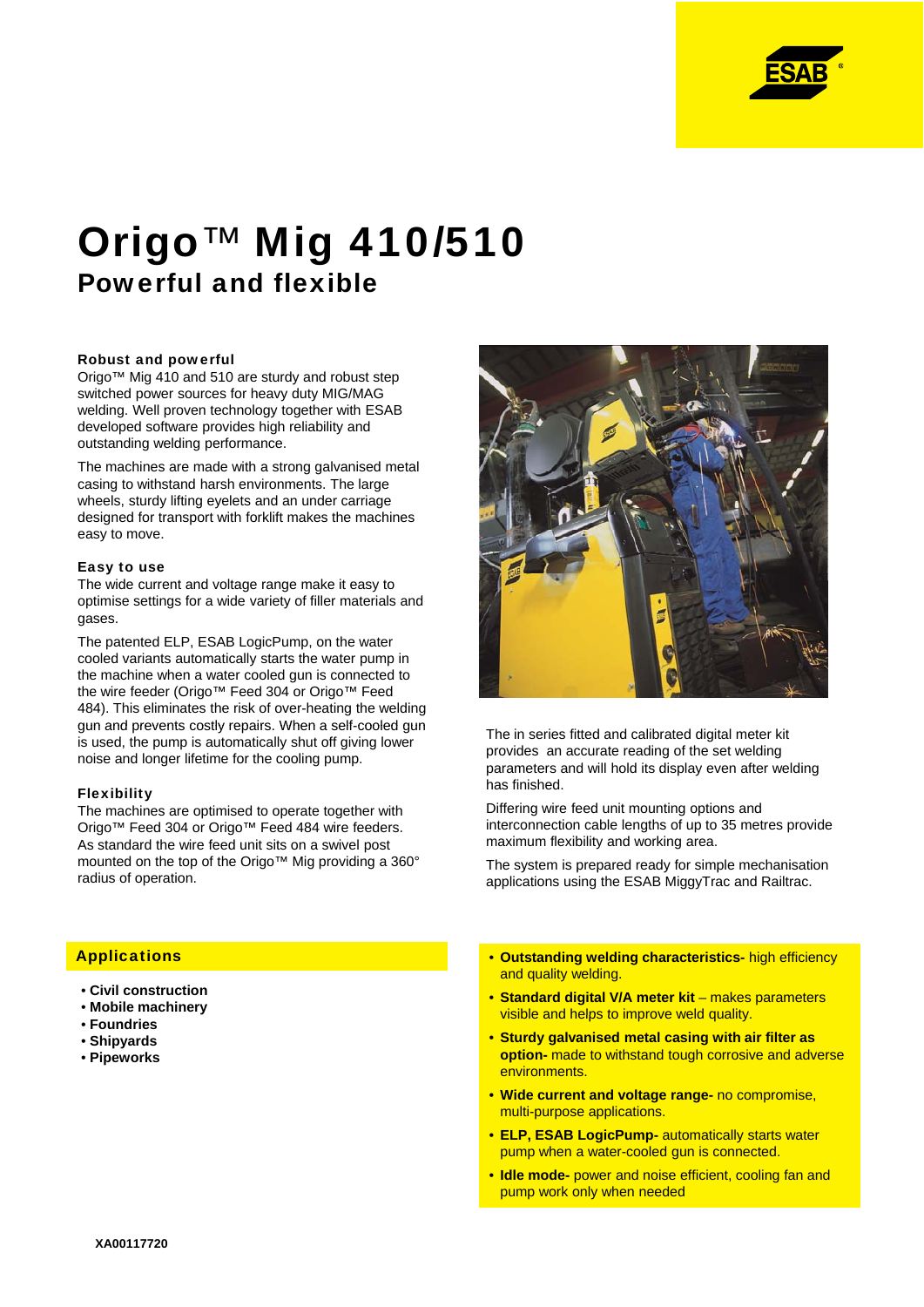# Origo™ Mig 410/510

## Powerful and flexible

### Robust and powerful

Origo™ Mig 410 and 510 are sturdy and robust step switched power sources for heavy duty MIG/MAG welding. Well proven technology together with ESAB developed software provides high reliability and outstanding welding performance.

The machines are made with a strong galvanised metal casing to withstand harsh environments. The large wheels, sturdy lifting eyelets and an under carriage designed for transport with forklift makes the machines easy to move.

### Easy to use

The wide current and voltage range make it easy to optimise settings for a wide variety of filler materials and gases.

The patented ELP, ESAB LogicPump, on the water cooled variants automatically starts the water pump in the machine when a water cooled gun is connected to the wire feeder (Origo™ Feed 304 or Origo™ Feed 484). This eliminates the risk of over-heating the welding gun and prevents costly repairs. When a self-cooled gun is used, the pump is automatically shut off giving lower noise and longer lifetime for the cooling pump.

### Flexibility

The machines are optimised to operate together with Origo™ Feed 304 or Origo™ Feed 484 wire feeders. As standard the wire feed unit sits on a swivel post mounted on the top of the Origo™ Mig providing a 360° radius of operation.

The in series fitted and calibrated digital meter kit provides an accurate reading of the set welding parameters and will hold its display even after welding has finished.

Differing wire feed unit mounting options and interconnection cable lengths of up to 35 metres provide maximum flexibility and working area.

The system is prepared ready for simple mechanisation applications using the ESAB MiggyTrac and Railtrac.

### Applications

- **Civil construction**
- **Mobile machinery**
- **Foundries**
- **Shipyards**
- **Pipeworks**

- **Outstanding welding characteristics-** high efficiency and quality welding.
- **Standard digital V/A meter kit** – makes parameters visible and helps to improve weld quality.
- **Sturdy galvanised metal casing with air filter as option-** made to withstand tough corrosive and adverse environments.
- **Wide current and voltage range-** no compromise, multi-purpose applications.
- **ELP, ESAB LogicPump-** automatically starts water pump when a water-cooled gun is connected.
- **Idle mode-** power and noise efficient, cooling fan and pump work only when needed

**XA00117720**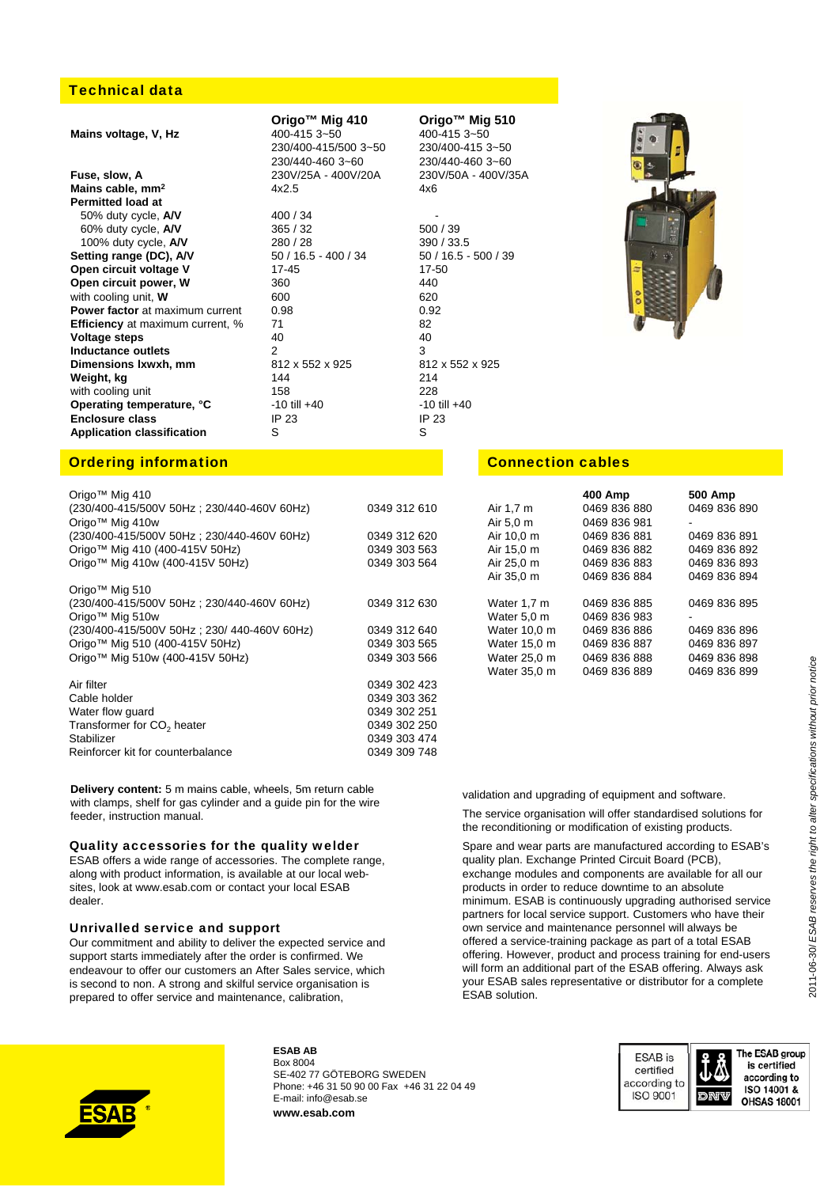## Technical data

| | Origo™ Mig 410 | Origo™ Mig 510 |
|---|---|---|
| **Mains voltage, V, Hz** | 400-415 3~50<br>230/400-415/500 3~50<br>230/440-460 3~60 | 400-415 3~50<br>230/400-415 3~50<br>230/440-460 3~60 |
| **Fuse, slow, A** | 230V/25A - 400V/20A | 230V/50A - 400V/35A |
| **Mains cable, mm²** | 4x2.5 | 4x6 |
| **Permitted load at** | | |
| 50% duty cycle, **A/V** | 400 / 34 | - |
| 60% duty cycle, **A/V** | 365 / 32 | 500 / 39 |
| 100% duty cycle, **A/V** | 280 / 28 | 390 / 33.5 |
| **Setting range (DC), A/V** | 50 / 16.5 - 400 / 34 | 50 / 16.5 - 500 / 39 |
| **Open circuit voltage V** | 17-45 | 17-50 |
| **Open circuit power, W** | 360 | 440 |
| with cooling unit, **W** | 600 | 620 |
| **Power factor** at maximum current | 0.98 | 0.92 |
| **Efficiency** at maximum current, % | 71 | 82 |
| **Voltage steps** | 40 | 40 |
| **Inductance outlets** | 2 | 3 |
| **Dimensions lxwxh, mm** | 812 x 552 x 925 | 812 x 552 x 925 |
| **Weight, kg** | 144 | 214 |
| with cooling unit | 158 | 228 |
| **Operating temperature, °C** | -10 till +40 | -10 till +40 |
| **Enclosure class** | IP 23 | IP 23 |
| **Application classification** | S | S |

## Ordering information

| | |
|---|---|
| Origo™ Mig 410 (230/400-415/500V 50Hz ; 230/440-460V 60Hz) | 0349 312 610 |
| Origo™ Mig 410w (230/400-415/500V 50Hz ; 230/440-460V 60Hz) | 0349 312 620 |
| Origo™ Mig 410 (400-415V 50Hz) | 0349 303 563 |
| Origo™ Mig 410w (400-415V 50Hz) | 0349 303 564 |
| Origo™ Mig 510 (230/400-415/500V 50Hz ; 230/440-460V 60Hz) | 0349 312 630 |
| Origo™ Mig 510w (230/400-415/500V 50Hz ; 230/ 440-460V 60Hz) | 0349 312 640 |
| Origo™ Mig 510 (400-415V 50Hz) | 0349 303 565 |
| Origo™ Mig 510w (400-415V 50Hz) | 0349 303 566 |
| Air filter | 0349 302 423 |
| Cable holder | 0349 303 362 |
| Water flow guard | 0349 302 251 |
| Transformer for $CO_2$ heater | 0349 302 250 |
| Stabilizer | 0349 303 474 |
| Reinforcer kit for counterbalance | 0349 309 748 |

## Connection cables

| | 400 Amp | 500 Amp |
|---|---|---|
| Air 1,7 m | 0469 836 880 | 0469 836 890 |
| Air 5,0 m | 0469 836 981 | - |
| Air 10,0 m | 0469 836 881 | 0469 836 891 |
| Air 15,0 m | 0469 836 882 | 0469 836 892 |
| Air 25,0 m | 0469 836 883 | 0469 836 893 |
| Air 35,0 m | 0469 836 884 | 0469 836 894 |
| Water 1,7 m | 0469 836 885 | 0469 836 895 |
| Water 5,0 m | 0469 836 983 | - |
| Water 10,0 m | 0469 836 886 | 0469 836 896 |
| Water 15,0 m | 0469 836 887 | 0469 836 897 |
| Water 25,0 m | 0469 836 888 | 0469 836 898 |
| Water 35,0 m | 0469 836 889 | 0469 836 899 |

**Delivery content:** 5 m mains cable, wheels, 5m return cable with clamps, shelf for gas cylinder and a guide pin for the wire feeder, instruction manual.

### Quality accessories for the quality welder

ESAB offers a wide range of accessories. The complete range, along with product information, is available at our local web-sites, look at www.esab.com or contact your local ESAB dealer.

### Unrivalled service and support

Our commitment and ability to deliver the expected service and support starts immediately after the order is confirmed. We endeavour to offer our customers an After Sales service, which is second to non. A strong and skilful service organisation is prepared to offer service and maintenance, calibration, validation and upgrading of equipment and software.

The service organisation will offer standardised solutions for the reconditioning or modification of existing products.

Spare and wear parts are manufactured according to ESAB's quality plan. Exchange Printed Circuit Board (PCB), exchange modules and components are available for all our products in order to reduce downtime to an absolute minimum. ESAB is continuously upgrading authorised service partners for local service support. Customers who have their own service and maintenance personnel will always be offered a service-training package as part of a total ESAB offering. However, product and process training for end-users will form an additional part of the ESAB offering. Always ask your ESAB sales representative or distributor for a complete ESAB solution.

*2011-06-30/ ESAB reserves the right to alter specifications without prior notice*

**ESAB AB**
Box 8004
SE-402 77 GÖTEBORG SWEDEN
Phone: +46 31 50 90 00 Fax +46 31 22 04 49
E-mail: info@esab.se
**www.esab.com**

ESAB is certified according to ISO 9001

The ESAB group is certified according to ISO 14001 & OHSAS 18001